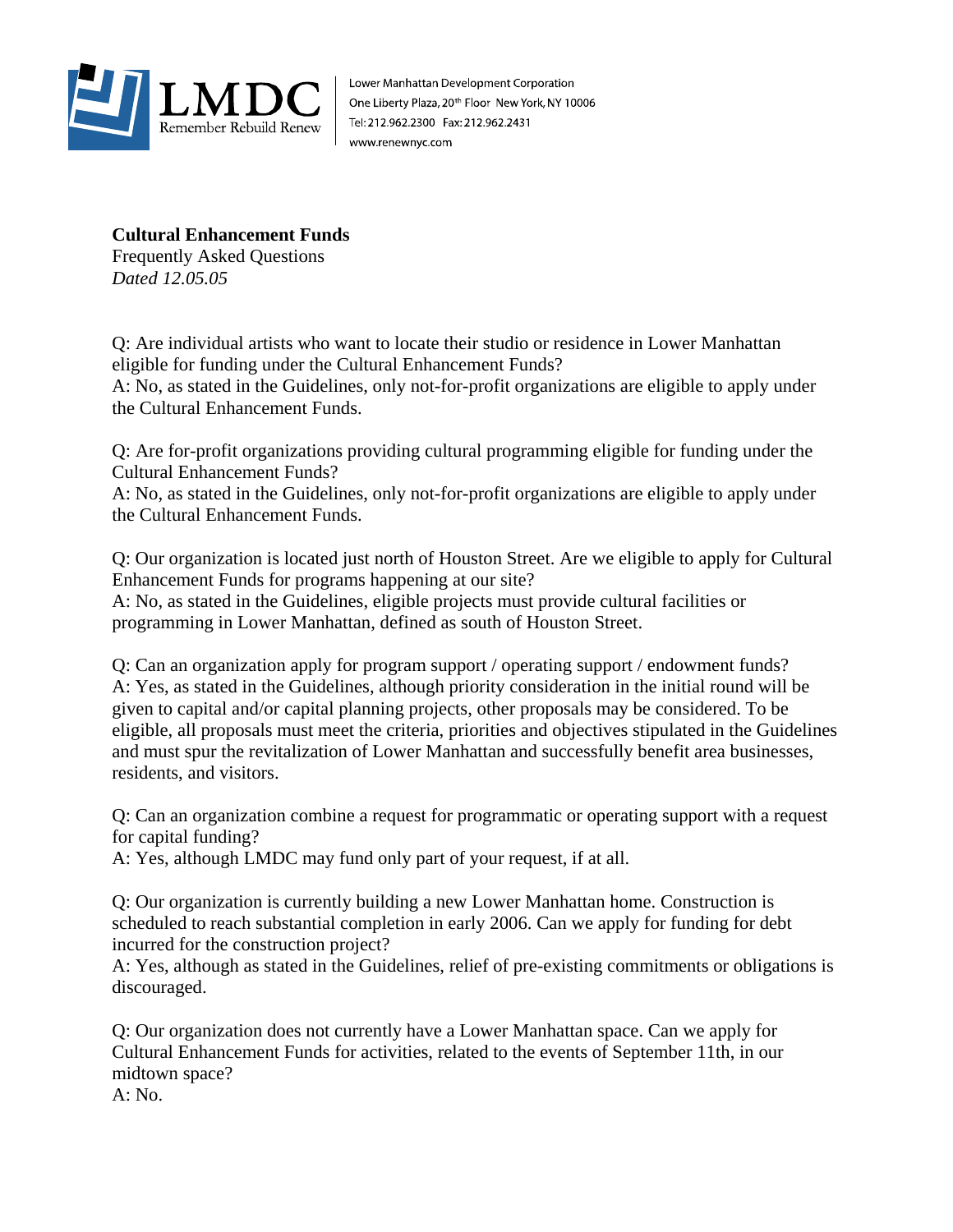LMDC
Remember Rebuild Renew

Lower Manhattan Development Corporation
One Liberty Plaza, 20th Floor New York, NY 10006
Tel: 212.962.2300 Fax: 212.962.2431
www.renewnyc.com

**Cultural Enhancement Funds**
Frequently Asked Questions
*Dated 12.05.05*

Q: Are individual artists who want to locate their studio or residence in Lower Manhattan eligible for funding under the Cultural Enhancement Funds?
A: No, as stated in the Guidelines, only not-for-profit organizations are eligible to apply under the Cultural Enhancement Funds.

Q: Are for-profit organizations providing cultural programming eligible for funding under the Cultural Enhancement Funds?
A: No, as stated in the Guidelines, only not-for-profit organizations are eligible to apply under the Cultural Enhancement Funds.

Q: Our organization is located just north of Houston Street. Are we eligible to apply for Cultural Enhancement Funds for programs happening at our site?
A: No, as stated in the Guidelines, eligible projects must provide cultural facilities or programming in Lower Manhattan, defined as south of Houston Street.

Q: Can an organization apply for program support / operating support / endowment funds?
A: Yes, as stated in the Guidelines, although priority consideration in the initial round will be given to capital and/or capital planning projects, other proposals may be considered. To be eligible, all proposals must meet the criteria, priorities and objectives stipulated in the Guidelines and must spur the revitalization of Lower Manhattan and successfully benefit area businesses, residents, and visitors.

Q: Can an organization combine a request for programmatic or operating support with a request for capital funding?
A: Yes, although LMDC may fund only part of your request, if at all.

Q: Our organization is currently building a new Lower Manhattan home. Construction is scheduled to reach substantial completion in early 2006. Can we apply for funding for debt incurred for the construction project?
A: Yes, although as stated in the Guidelines, relief of pre-existing commitments or obligations is discouraged.

Q: Our organization does not currently have a Lower Manhattan space. Can we apply for Cultural Enhancement Funds for activities, related to the events of September 11th, in our midtown space?
A: No.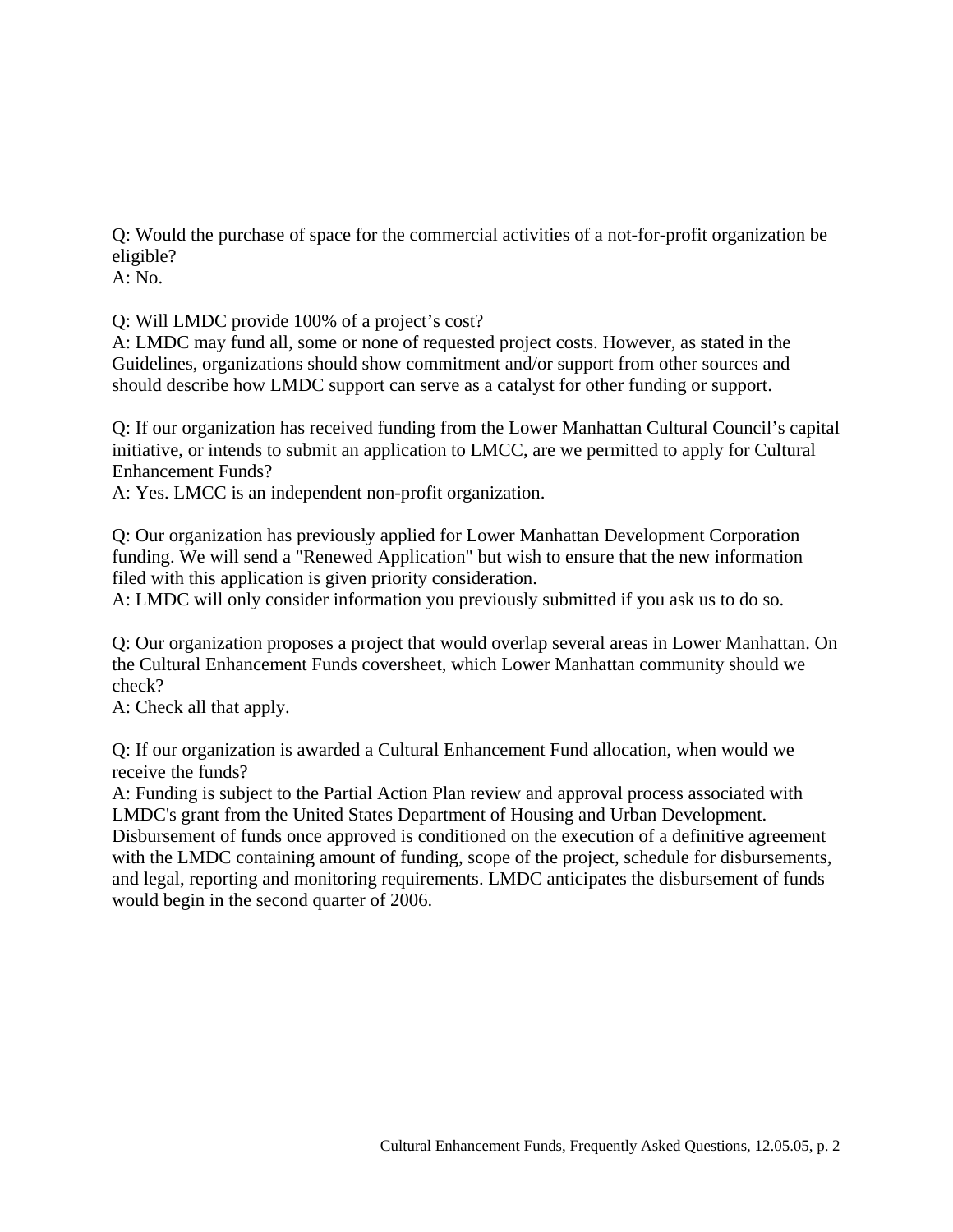Q: Would the purchase of space for the commercial activities of a not-for-profit organization be eligible?
A: No.

Q: Will LMDC provide 100% of a project's cost?
A: LMDC may fund all, some or none of requested project costs. However, as stated in the Guidelines, organizations should show commitment and/or support from other sources and should describe how LMDC support can serve as a catalyst for other funding or support.

Q: If our organization has received funding from the Lower Manhattan Cultural Council's capital initiative, or intends to submit an application to LMCC, are we permitted to apply for Cultural Enhancement Funds?
A: Yes. LMCC is an independent non-profit organization.

Q: Our organization has previously applied for Lower Manhattan Development Corporation funding. We will send a "Renewed Application" but wish to ensure that the new information filed with this application is given priority consideration.
A: LMDC will only consider information you previously submitted if you ask us to do so.

Q: Our organization proposes a project that would overlap several areas in Lower Manhattan. On the Cultural Enhancement Funds coversheet, which Lower Manhattan community should we check?
A: Check all that apply.

Q: If our organization is awarded a Cultural Enhancement Fund allocation, when would we receive the funds?
A: Funding is subject to the Partial Action Plan review and approval process associated with LMDC's grant from the United States Department of Housing and Urban Development. Disbursement of funds once approved is conditioned on the execution of a definitive agreement with the LMDC containing amount of funding, scope of the project, schedule for disbursements, and legal, reporting and monitoring requirements. LMDC anticipates the disbursement of funds would begin in the second quarter of 2006.